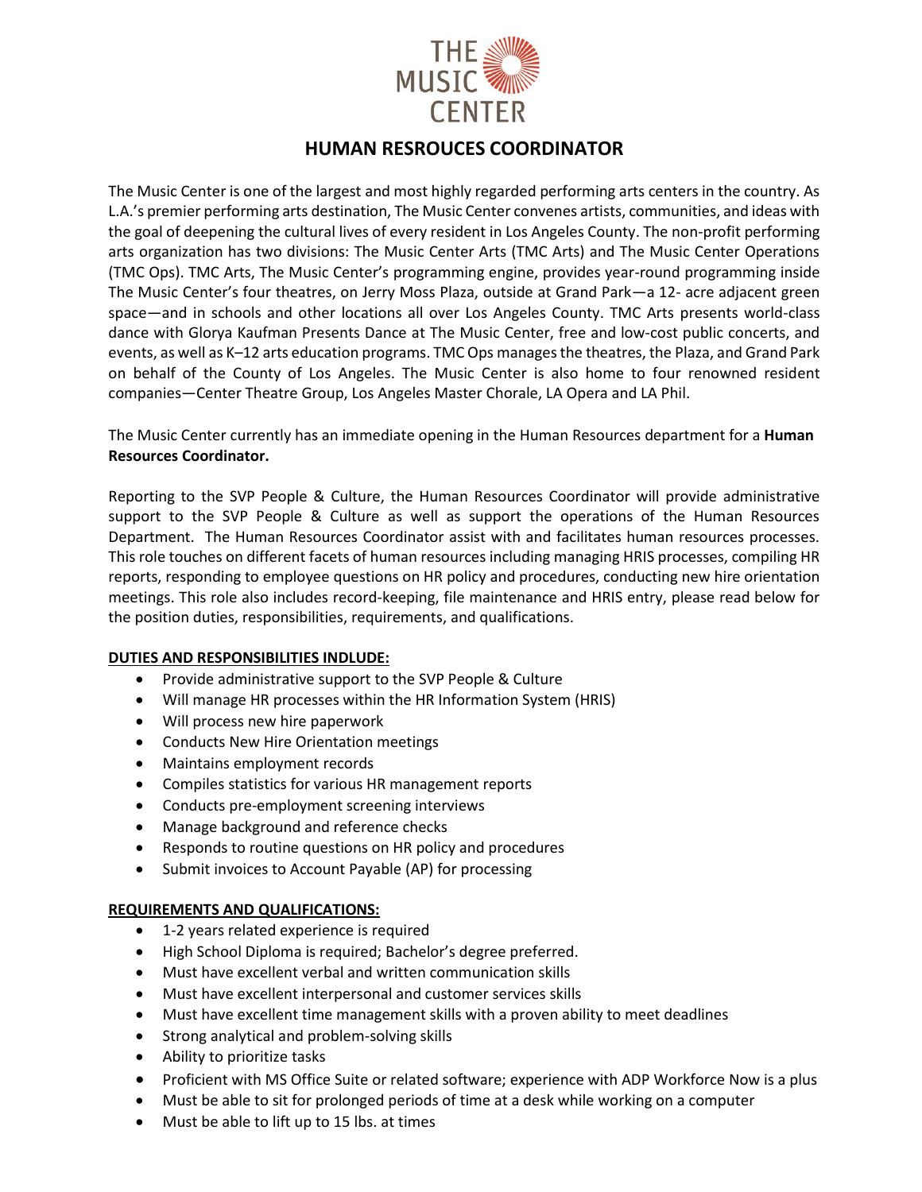THE MUSIC CENTER

# HUMAN RESROUCES COORDINATOR

The Music Center is one of the largest and most highly regarded performing arts centers in the country. As L.A.'s premier performing arts destination, The Music Center convenes artists, communities, and ideas with the goal of deepening the cultural lives of every resident in Los Angeles County. The non-profit performing arts organization has two divisions: The Music Center Arts (TMC Arts) and The Music Center Operations (TMC Ops). TMC Arts, The Music Center's programming engine, provides year-round programming inside The Music Center's four theatres, on Jerry Moss Plaza, outside at Grand Park—a 12- acre adjacent green space—and in schools and other locations all over Los Angeles County. TMC Arts presents world-class dance with Glorya Kaufman Presents Dance at The Music Center, free and low-cost public concerts, and events, as well as K–12 arts education programs. TMC Ops manages the theatres, the Plaza, and Grand Park on behalf of the County of Los Angeles. The Music Center is also home to four renowned resident companies—Center Theatre Group, Los Angeles Master Chorale, LA Opera and LA Phil.

The Music Center currently has an immediate opening in the Human Resources department for a **Human Resources Coordinator.**

Reporting to the SVP People & Culture, the Human Resources Coordinator will provide administrative support to the SVP People & Culture as well as support the operations of the Human Resources Department. The Human Resources Coordinator assist with and facilitates human resources processes. This role touches on different facets of human resources including managing HRIS processes, compiling HR reports, responding to employee questions on HR policy and procedures, conducting new hire orientation meetings. This role also includes record-keeping, file maintenance and HRIS entry, please read below for the position duties, responsibilities, requirements, and qualifications.

**DUTIES AND RESPONSIBILITIES INDLUDE:**

- Provide administrative support to the SVP People & Culture
- Will manage HR processes within the HR Information System (HRIS)
- Will process new hire paperwork
- Conducts New Hire Orientation meetings
- Maintains employment records
- Compiles statistics for various HR management reports
- Conducts pre-employment screening interviews
- Manage background and reference checks
- Responds to routine questions on HR policy and procedures
- Submit invoices to Account Payable (AP) for processing

**REQUIREMENTS AND QUALIFICATIONS:**

- 1-2 years related experience is required
- High School Diploma is required; Bachelor's degree preferred.
- Must have excellent verbal and written communication skills
- Must have excellent interpersonal and customer services skills
- Must have excellent time management skills with a proven ability to meet deadlines
- Strong analytical and problem-solving skills
- Ability to prioritize tasks
- Proficient with MS Office Suite or related software; experience with ADP Workforce Now is a plus
- Must be able to sit for prolonged periods of time at a desk while working on a computer
- Must be able to lift up to 15 lbs. at times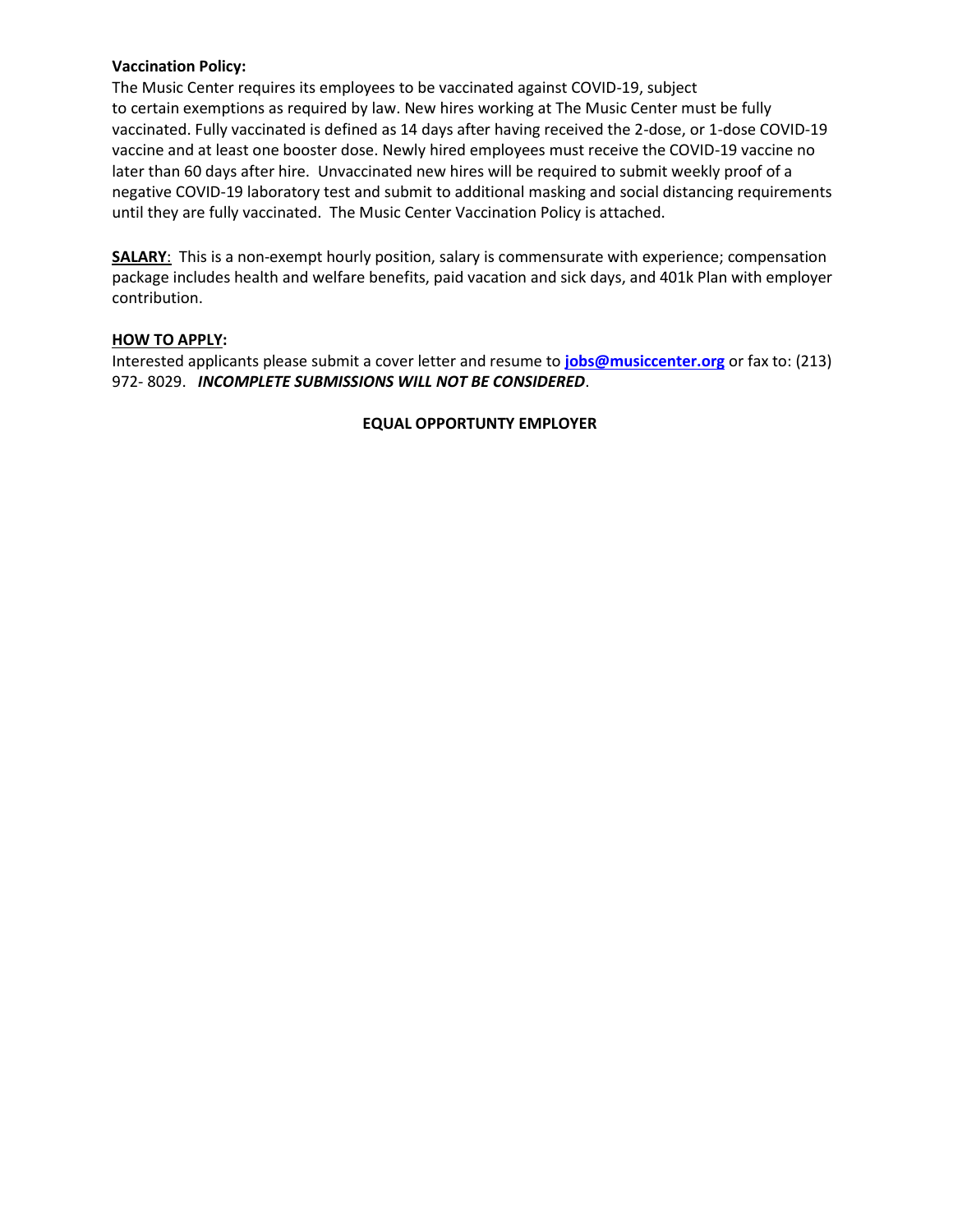**Vaccination Policy:**
The Music Center requires its employees to be vaccinated against COVID-19, subject to certain exemptions as required by law. New hires working at The Music Center must be fully vaccinated. Fully vaccinated is defined as 14 days after having received the 2-dose, or 1-dose COVID-19 vaccine and at least one booster dose. Newly hired employees must receive the COVID-19 vaccine no later than 60 days after hire. Unvaccinated new hires will be required to submit weekly proof of a negative COVID-19 laboratory test and submit to additional masking and social distancing requirements until they are fully vaccinated. The Music Center Vaccination Policy is attached.

**SALARY**: This is a non-exempt hourly position, salary is commensurate with experience; compensation package includes health and welfare benefits, paid vacation and sick days, and 401k Plan with employer contribution.

**HOW TO APPLY:**
Interested applicants please submit a cover letter and resume to **jobs@musiccenter.org** or fax to: (213) 972- 8029. ***INCOMPLETE SUBMISSIONS WILL NOT BE CONSIDERED***.

**EQUAL OPPORTUNTY EMPLOYER**